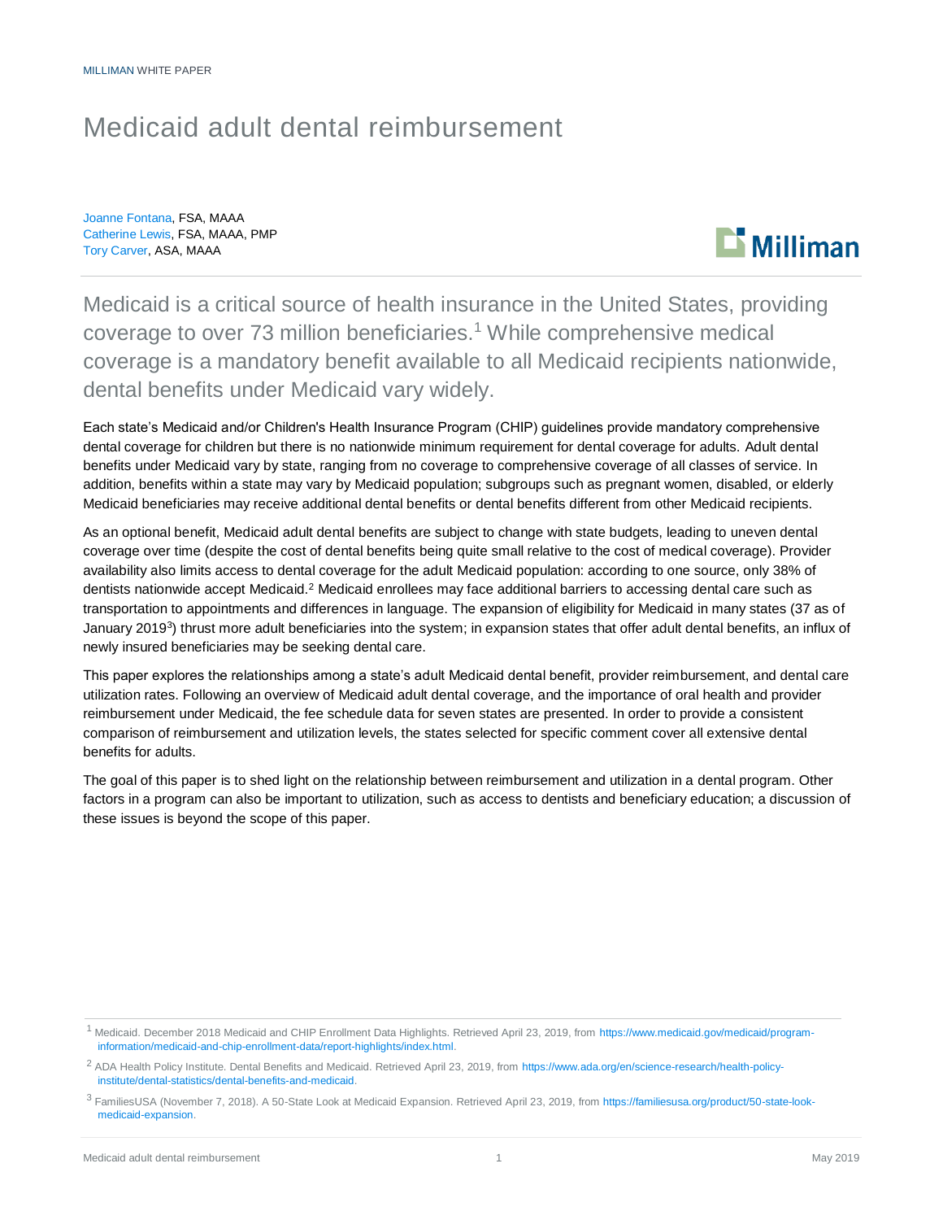MILLIMAN WHITE PAPER

# Medicaid adult dental reimbursement

Joanne Fontana, FSA, MAAA
Catherine Lewis, FSA, MAAA, PMP
Tory Carver, ASA, MAAA

Medicaid is a critical source of health insurance in the United States, providing coverage to over 73 million beneficiaries.[1] While comprehensive medical coverage is a mandatory benefit available to all Medicaid recipients nationwide, dental benefits under Medicaid vary widely.

Each state's Medicaid and/or Children's Health Insurance Program (CHIP) guidelines provide mandatory comprehensive dental coverage for children but there is no nationwide minimum requirement for dental coverage for adults. Adult dental benefits under Medicaid vary by state, ranging from no coverage to comprehensive coverage of all classes of service. In addition, benefits within a state may vary by Medicaid population; subgroups such as pregnant women, disabled, or elderly Medicaid beneficiaries may receive additional dental benefits or dental benefits different from other Medicaid recipients.

As an optional benefit, Medicaid adult dental benefits are subject to change with state budgets, leading to uneven dental coverage over time (despite the cost of dental benefits being quite small relative to the cost of medical coverage). Provider availability also limits access to dental coverage for the adult Medicaid population: according to one source, only 38% of dentists nationwide accept Medicaid.[2] Medicaid enrollees may face additional barriers to accessing dental care such as transportation to appointments and differences in language. The expansion of eligibility for Medicaid in many states (37 as of January 2019[3]) thrust more adult beneficiaries into the system; in expansion states that offer adult dental benefits, an influx of newly insured beneficiaries may be seeking dental care.

This paper explores the relationships among a state's adult Medicaid dental benefit, provider reimbursement, and dental care utilization rates. Following an overview of Medicaid adult dental coverage, and the importance of oral health and provider reimbursement under Medicaid, the fee schedule data for seven states are presented. In order to provide a consistent comparison of reimbursement and utilization levels, the states selected for specific comment cover all extensive dental benefits for adults.

The goal of this paper is to shed light on the relationship between reimbursement and utilization in a dental program. Other factors in a program can also be important to utilization, such as access to dentists and beneficiary education; a discussion of these issues is beyond the scope of this paper.

---

[1] Medicaid. December 2018 Medicaid and CHIP Enrollment Data Highlights. Retrieved April 23, 2019, from https://www.medicaid.gov/medicaid/program-information/medicaid-and-chip-enrollment-data/report-highlights/index.html.

[2] ADA Health Policy Institute. Dental Benefits and Medicaid. Retrieved April 23, 2019, from https://www.ada.org/en/science-research/health-policy-institute/dental-statistics/dental-benefits-and-medicaid.

[3] FamiliesUSA (November 7, 2018). A 50-State Look at Medicaid Expansion. Retrieved April 23, 2019, from https://familiesusa.org/product/50-state-look-medicaid-expansion.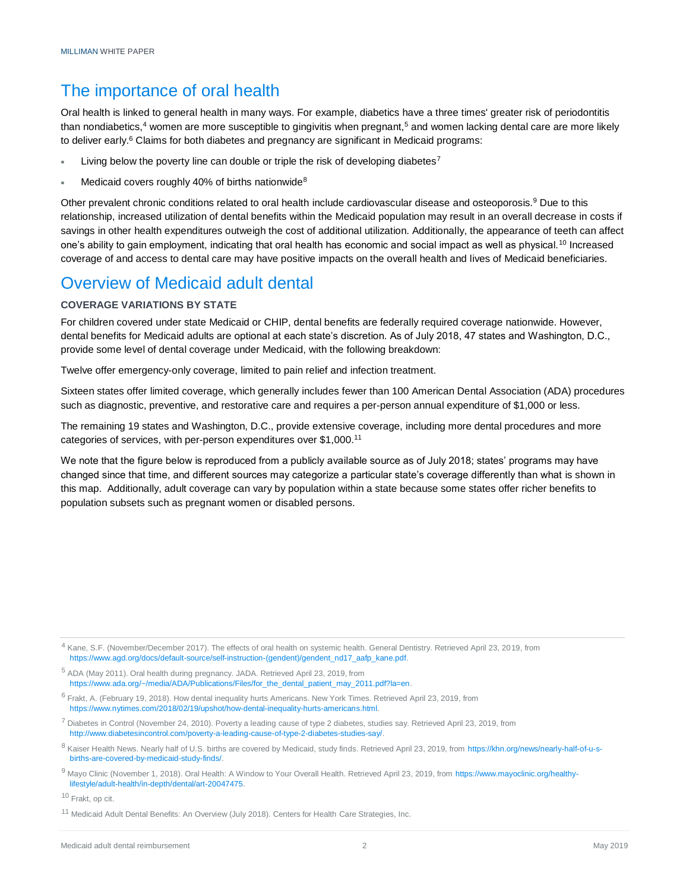## The importance of oral health

Oral health is linked to general health in many ways. For example, diabetics have a three times' greater risk of periodontitis than nondiabetics,[4] women are more susceptible to gingivitis when pregnant,[5] and women lacking dental care are more likely to deliver early.[6] Claims for both diabetes and pregnancy are significant in Medicaid programs:

- Living below the poverty line can double or triple the risk of developing diabetes[7]
- Medicaid covers roughly 40% of births nationwide[8]

Other prevalent chronic conditions related to oral health include cardiovascular disease and osteoporosis.[9] Due to this relationship, increased utilization of dental benefits within the Medicaid population may result in an overall decrease in costs if savings in other health expenditures outweigh the cost of additional utilization. Additionally, the appearance of teeth can affect one's ability to gain employment, indicating that oral health has economic and social impact as well as physical.[10] Increased coverage of and access to dental care may have positive impacts on the overall health and lives of Medicaid beneficiaries.

## Overview of Medicaid adult dental

### COVERAGE VARIATIONS BY STATE

For children covered under state Medicaid or CHIP, dental benefits are federally required coverage nationwide. However, dental benefits for Medicaid adults are optional at each state's discretion. As of July 2018, 47 states and Washington, D.C., provide some level of dental coverage under Medicaid, with the following breakdown:

Twelve offer emergency-only coverage, limited to pain relief and infection treatment.

Sixteen states offer limited coverage, which generally includes fewer than 100 American Dental Association (ADA) procedures such as diagnostic, preventive, and restorative care and requires a per-person annual expenditure of $1,000 or less.

The remaining 19 states and Washington, D.C., provide extensive coverage, including more dental procedures and more categories of services, with per-person expenditures over $1,000.[11]

We note that the figure below is reproduced from a publicly available source as of July 2018; states' programs may have changed since that time, and different sources may categorize a particular state's coverage differently than what is shown in this map. Additionally, adult coverage can vary by population within a state because some states offer richer benefits to population subsets such as pregnant women or disabled persons.

---

[4] Kane, S.F. (November/December 2017). The effects of oral health on systemic health. General Dentistry. Retrieved April 23, 2019, from https://www.agd.org/docs/default-source/self-instruction-(gendent)/gendent_nd17_aafp_kane.pdf.

[5] ADA (May 2011). Oral health during pregnancy. JADA. Retrieved April 23, 2019, from https://www.ada.org/~/media/ADA/Publications/Files/for_the_dental_patient_may_2011.pdf?la=en.

[6] Frakt, A. (February 19, 2018). How dental inequality hurts Americans. New York Times. Retrieved April 23, 2019, from https://www.nytimes.com/2018/02/19/upshot/how-dental-inequality-hurts-americans.html.

[7] Diabetes in Control (November 24, 2010). Poverty a leading cause of type 2 diabetes, studies say. Retrieved April 23, 2019, from http://www.diabetesincontrol.com/poverty-a-leading-cause-of-type-2-diabetes-studies-say/.

[8] Kaiser Health News. Nearly half of U.S. births are covered by Medicaid, study finds. Retrieved April 23, 2019, from https://khn.org/news/nearly-half-of-u-s-births-are-covered-by-medicaid-study-finds/.

[9] Mayo Clinic (November 1, 2018). Oral Health: A Window to Your Overall Health. Retrieved April 23, 2019, from https://www.mayoclinic.org/healthy-lifestyle/adult-health/in-depth/dental/art-20047475.

[10] Frakt, op cit.

[11] Medicaid Adult Dental Benefits: An Overview (July 2018). Centers for Health Care Strategies, Inc.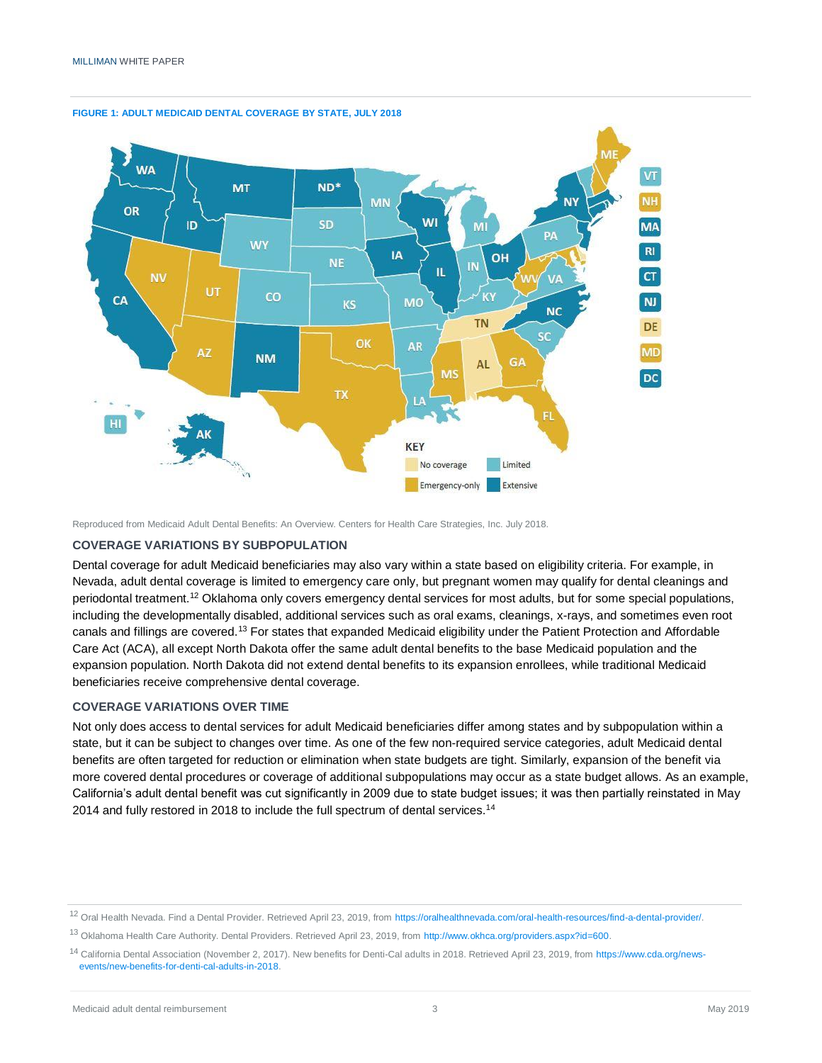**FIGURE 1: ADULT MEDICAID DENTAL COVERAGE BY STATE, JULY 2018**

Reproduced from Medicaid Adult Dental Benefits: An Overview. Centers for Health Care Strategies, Inc. July 2018.

### COVERAGE VARIATIONS BY SUBPOPULATION

Dental coverage for adult Medicaid beneficiaries may also vary within a state based on eligibility criteria. For example, in Nevada, adult dental coverage is limited to emergency care only, but pregnant women may qualify for dental cleanings and periodontal treatment.[12] Oklahoma only covers emergency dental services for most adults, but for some special populations, including the developmentally disabled, additional services such as oral exams, cleanings, x-rays, and sometimes even root canals and fillings are covered.[13] For states that expanded Medicaid eligibility under the Patient Protection and Affordable Care Act (ACA), all except North Dakota offer the same adult dental benefits to the base Medicaid population and the expansion population. North Dakota did not extend dental benefits to its expansion enrollees, while traditional Medicaid beneficiaries receive comprehensive dental coverage.

### COVERAGE VARIATIONS OVER TIME

Not only does access to dental services for adult Medicaid beneficiaries differ among states and by subpopulation within a state, but it can be subject to changes over time. As one of the few non-required service categories, adult Medicaid dental benefits are often targeted for reduction or elimination when state budgets are tight. Similarly, expansion of the benefit via more covered dental procedures or coverage of additional subpopulations may occur as a state budget allows. As an example, California's adult dental benefit was cut significantly in 2009 due to state budget issues; it was then partially reinstated in May 2014 and fully restored in 2018 to include the full spectrum of dental services.[14]

---

[12] Oral Health Nevada. Find a Dental Provider. Retrieved April 23, 2019, from https://oralhealthnevada.com/oral-health-resources/find-a-dental-provider/.

[13] Oklahoma Health Care Authority. Dental Providers. Retrieved April 23, 2019, from http://www.okhca.org/providers.aspx?id=600.

[14] California Dental Association (November 2, 2017). New benefits for Denti-Cal adults in 2018. Retrieved April 23, 2019, from https://www.cda.org/news-events/new-benefits-for-denti-cal-adults-in-2018.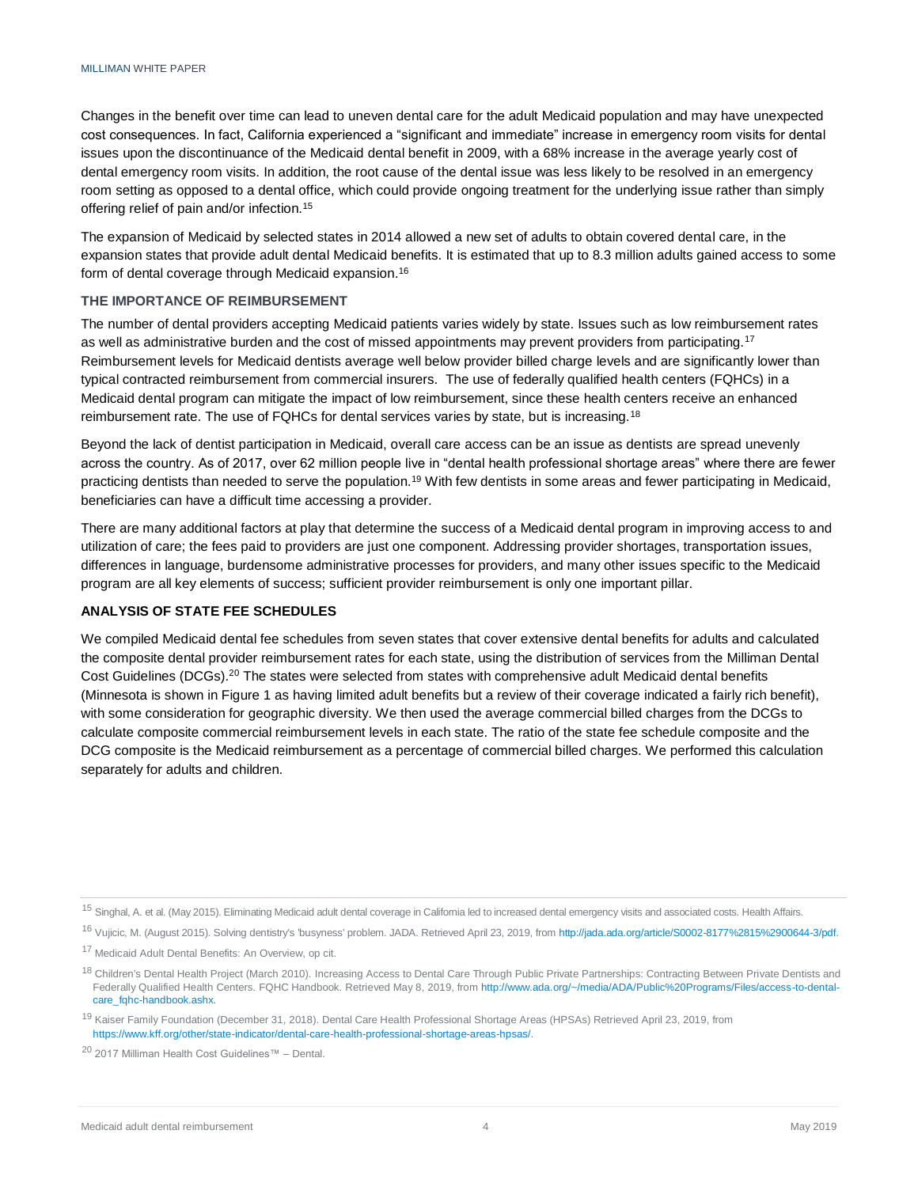Changes in the benefit over time can lead to uneven dental care for the adult Medicaid population and may have unexpected cost consequences. In fact, California experienced a "significant and immediate" increase in emergency room visits for dental issues upon the discontinuance of the Medicaid dental benefit in 2009, with a 68% increase in the average yearly cost of dental emergency room visits. In addition, the root cause of the dental issue was less likely to be resolved in an emergency room setting as opposed to a dental office, which could provide ongoing treatment for the underlying issue rather than simply offering relief of pain and/or infection.[15]

The expansion of Medicaid by selected states in 2014 allowed a new set of adults to obtain covered dental care, in the expansion states that provide adult dental Medicaid benefits. It is estimated that up to 8.3 million adults gained access to some form of dental coverage through Medicaid expansion.[16]

### THE IMPORTANCE OF REIMBURSEMENT

The number of dental providers accepting Medicaid patients varies widely by state. Issues such as low reimbursement rates as well as administrative burden and the cost of missed appointments may prevent providers from participating.[17] Reimbursement levels for Medicaid dentists average well below provider billed charge levels and are significantly lower than typical contracted reimbursement from commercial insurers. The use of federally qualified health centers (FQHCs) in a Medicaid dental program can mitigate the impact of low reimbursement, since these health centers receive an enhanced reimbursement rate. The use of FQHCs for dental services varies by state, but is increasing.[18]

Beyond the lack of dentist participation in Medicaid, overall care access can be an issue as dentists are spread unevenly across the country. As of 2017, over 62 million people live in "dental health professional shortage areas" where there are fewer practicing dentists than needed to serve the population.[19] With few dentists in some areas and fewer participating in Medicaid, beneficiaries can have a difficult time accessing a provider.

There are many additional factors at play that determine the success of a Medicaid dental program in improving access to and utilization of care; the fees paid to providers are just one component. Addressing provider shortages, transportation issues, differences in language, burdensome administrative processes for providers, and many other issues specific to the Medicaid program are all key elements of success; sufficient provider reimbursement is only one important pillar.

### ANALYSIS OF STATE FEE SCHEDULES

We compiled Medicaid dental fee schedules from seven states that cover extensive dental benefits for adults and calculated the composite dental provider reimbursement rates for each state, using the distribution of services from the Milliman Dental Cost Guidelines (DCGs).[20] The states were selected from states with comprehensive adult Medicaid dental benefits (Minnesota is shown in Figure 1 as having limited adult benefits but a review of their coverage indicated a fairly rich benefit), with some consideration for geographic diversity. We then used the average commercial billed charges from the DCGs to calculate composite commercial reimbursement levels in each state. The ratio of the state fee schedule composite and the DCG composite is the Medicaid reimbursement as a percentage of commercial billed charges. We performed this calculation separately for adults and children.

---

[15] Singhal, A. et al. (May 2015). Eliminating Medicaid adult dental coverage in California led to increased dental emergency visits and associated costs. Health Affairs.

[16] Vujicic, M. (August 2015). Solving dentistry's 'busyness' problem. JADA. Retrieved April 23, 2019, from http://jada.ada.org/article/S0002-8177%2815%2900644-3/pdf.

[17] Medicaid Adult Dental Benefits: An Overview, op cit.

[18] Children's Dental Health Project (March 2010). Increasing Access to Dental Care Through Public Private Partnerships: Contracting Between Private Dentists and Federally Qualified Health Centers. FQHC Handbook. Retrieved May 8, 2019, from http://www.ada.org/~/media/ADA/Public%20Programs/Files/access-to-dental-care_fqhc-handbook.ashx.

[19] Kaiser Family Foundation (December 31, 2018). Dental Care Health Professional Shortage Areas (HPSAs) Retrieved April 23, 2019, from https://www.kff.org/other/state-indicator/dental-care-health-professional-shortage-areas-hpsas/.

[20] 2017 Milliman Health Cost Guidelines™ – Dental.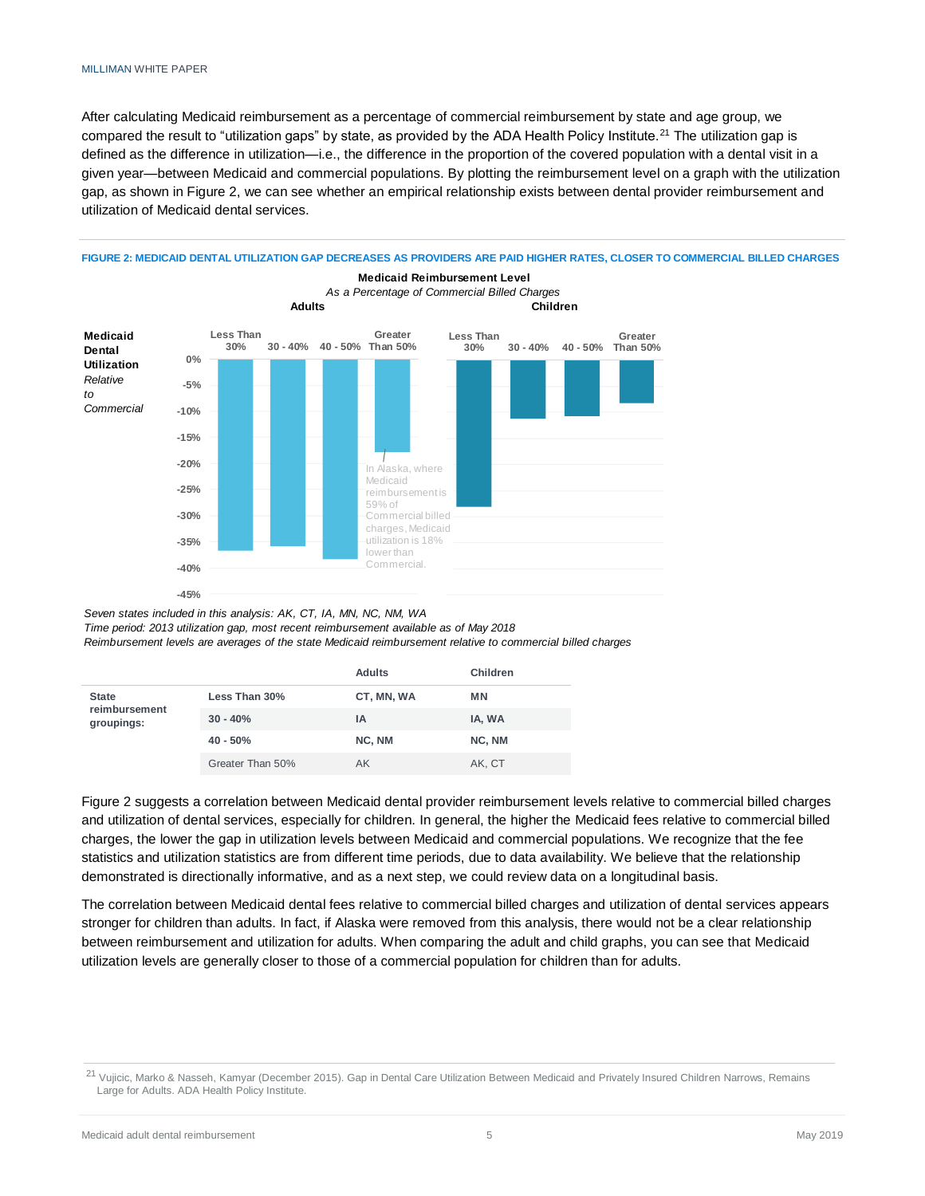After calculating Medicaid reimbursement as a percentage of commercial reimbursement by state and age group, we compared the result to "utilization gaps" by state, as provided by the ADA Health Policy Institute.[21] The utilization gap is defined as the difference in utilization—i.e., the difference in the proportion of the covered population with a dental visit in a given year—between Medicaid and commercial populations. By plotting the reimbursement level on a graph with the utilization gap, as shown in Figure 2, we can see whether an empirical relationship exists between dental provider reimbursement and utilization of Medicaid dental services.

**FIGURE 2: MEDICAID DENTAL UTILIZATION GAP DECREASES AS PROVIDERS ARE PAID HIGHER RATES, CLOSER TO COMMERCIAL BILLED CHARGES**

**Medicaid Reimbursement Level**
*As a Percentage of Commercial Billed Charges*

**Medicaid Dental Utilization** *Relative to Commercial*

| | Adults | | | | Children | | | |
|---|---|---|---|---|---|---|---|---|
| | Less Than 30% | 30 - 40% | 40 - 50% | Greater Than 50% | Less Than 30% | 30 - 40% | 40 - 50% | Greater Than 50% |

In Alaska, where Medicaid reimbursement is 59% of Commercial billed charges, Medicaid utilization is 18% lower than Commercial.

*Seven states included in this analysis: AK, CT, IA, MN, NC, NM, WA*
*Time period: 2013 utilization gap, most recent reimbursement available as of May 2018*
*Reimbursement levels are averages of the state Medicaid reimbursement relative to commercial billed charges*

| | | Adults | Children |
|---|---|---|---|
| **State reimbursement groupings:** | **Less Than 30%** | **CT, MN, WA** | **MN** |
| | **30 - 40%** | **IA** | **IA, WA** |
| | **40 - 50%** | **NC, NM** | **NC, NM** |
| | Greater Than 50% | AK | AK, CT |

Figure 2 suggests a correlation between Medicaid dental provider reimbursement levels relative to commercial billed charges and utilization of dental services, especially for children. In general, the higher the Medicaid fees relative to commercial billed charges, the lower the gap in utilization levels between Medicaid and commercial populations. We recognize that the fee statistics and utilization statistics are from different time periods, due to data availability. We believe that the relationship demonstrated is directionally informative, and as a next step, we could review data on a longitudinal basis.

The correlation between Medicaid dental fees relative to commercial billed charges and utilization of dental services appears stronger for children than adults. In fact, if Alaska were removed from this analysis, there would not be a clear relationship between reimbursement and utilization for adults. When comparing the adult and child graphs, you can see that Medicaid utilization levels are generally closer to those of a commercial population for children than for adults.

[21] Vujicic, Marko & Nasseh, Kamyar (December 2015). Gap in Dental Care Utilization Between Medicaid and Privately Insured Children Narrows, Remains Large for Adults. ADA Health Policy Institute.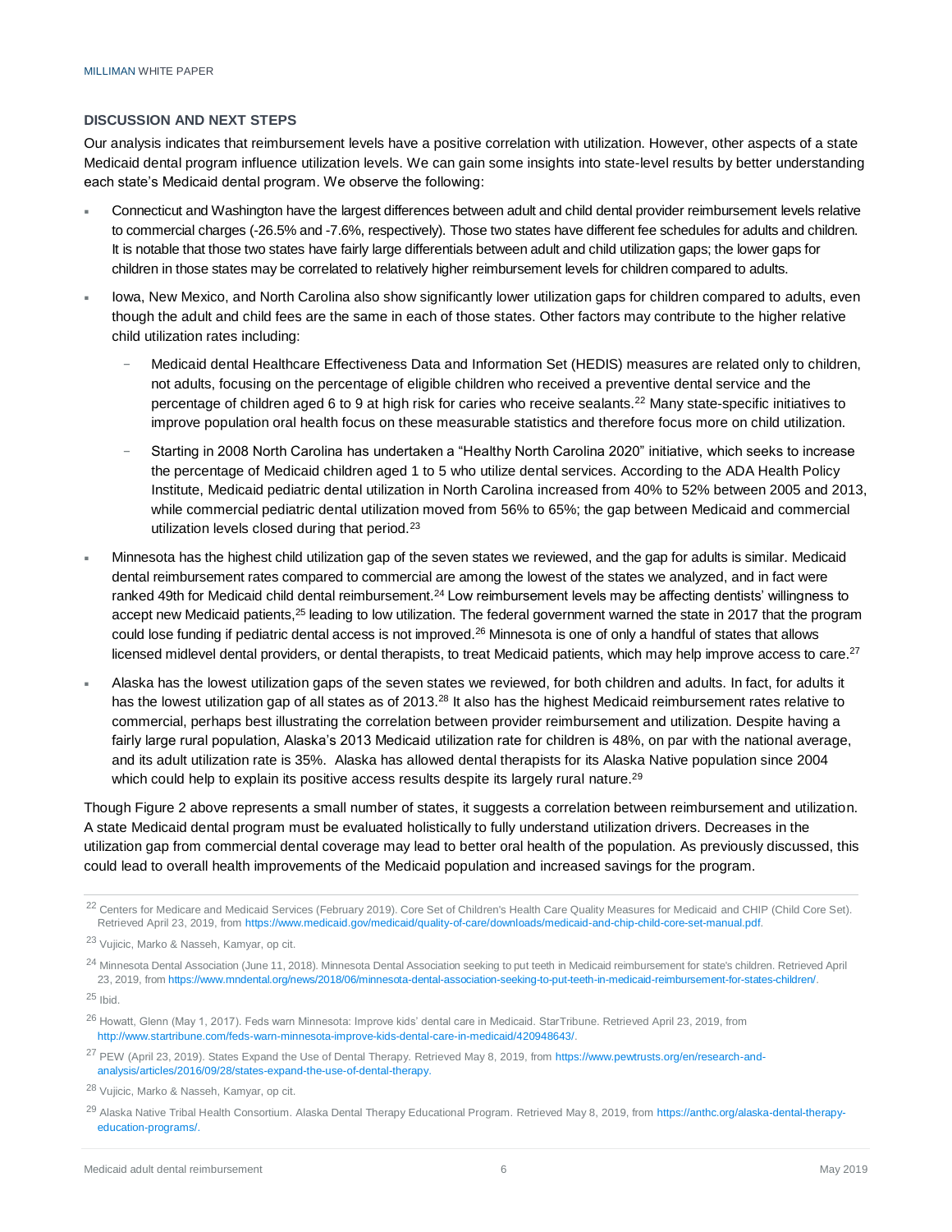### DISCUSSION AND NEXT STEPS

Our analysis indicates that reimbursement levels have a positive correlation with utilization. However, other aspects of a state Medicaid dental program influence utilization levels. We can gain some insights into state-level results by better understanding each state's Medicaid dental program. We observe the following:

- Connecticut and Washington have the largest differences between adult and child dental provider reimbursement levels relative to commercial charges (-26.5% and -7.6%, respectively). Those two states have different fee schedules for adults and children. It is notable that those two states have fairly large differentials between adult and child utilization gaps; the lower gaps for children in those states may be correlated to relatively higher reimbursement levels for children compared to adults.
- Iowa, New Mexico, and North Carolina also show significantly lower utilization gaps for children compared to adults, even though the adult and child fees are the same in each of those states. Other factors may contribute to the higher relative child utilization rates including:
  - Medicaid dental Healthcare Effectiveness Data and Information Set (HEDIS) measures are related only to children, not adults, focusing on the percentage of eligible children who received a preventive dental service and the percentage of children aged 6 to 9 at high risk for caries who receive sealants.[22] Many state-specific initiatives to improve population oral health focus on these measurable statistics and therefore focus more on child utilization.
  - Starting in 2008 North Carolina has undertaken a "Healthy North Carolina 2020" initiative, which seeks to increase the percentage of Medicaid children aged 1 to 5 who utilize dental services. According to the ADA Health Policy Institute, Medicaid pediatric dental utilization in North Carolina increased from 40% to 52% between 2005 and 2013, while commercial pediatric dental utilization moved from 56% to 65%; the gap between Medicaid and commercial utilization levels closed during that period.[23]
- Minnesota has the highest child utilization gap of the seven states we reviewed, and the gap for adults is similar. Medicaid dental reimbursement rates compared to commercial are among the lowest of the states we analyzed, and in fact were ranked 49th for Medicaid child dental reimbursement.[24] Low reimbursement levels may be affecting dentists' willingness to accept new Medicaid patients,[25] leading to low utilization. The federal government warned the state in 2017 that the program could lose funding if pediatric dental access is not improved.[26] Minnesota is one of only a handful of states that allows licensed midlevel dental providers, or dental therapists, to treat Medicaid patients, which may help improve access to care.[27]
- Alaska has the lowest utilization gaps of the seven states we reviewed, for both children and adults. In fact, for adults it has the lowest utilization gap of all states as of 2013.[28] It also has the highest Medicaid reimbursement rates relative to commercial, perhaps best illustrating the correlation between provider reimbursement and utilization. Despite having a fairly large rural population, Alaska's 2013 Medicaid utilization rate for children is 48%, on par with the national average, and its adult utilization rate is 35%. Alaska has allowed dental therapists for its Alaska Native population since 2004 which could help to explain its positive access results despite its largely rural nature.[29]

Though Figure 2 above represents a small number of states, it suggests a correlation between reimbursement and utilization. A state Medicaid dental program must be evaluated holistically to fully understand utilization drivers. Decreases in the utilization gap from commercial dental coverage may lead to better oral health of the population. As previously discussed, this could lead to overall health improvements of the Medicaid population and increased savings for the program.

---

[22] Centers for Medicare and Medicaid Services (February 2019). Core Set of Children's Health Care Quality Measures for Medicaid and CHIP (Child Core Set). Retrieved April 23, 2019, from https://www.medicaid.gov/medicaid/quality-of-care/downloads/medicaid-and-chip-child-core-set-manual.pdf.

[23] Vujicic, Marko & Nasseh, Kamyar, op cit.

[24] Minnesota Dental Association (June 11, 2018). Minnesota Dental Association seeking to put teeth in Medicaid reimbursement for state's children. Retrieved April 23, 2019, from https://www.mndental.org/news/2018/06/minnesota-dental-association-seeking-to-put-teeth-in-medicaid-reimbursement-for-states-children/.

[25] Ibid.

[26] Howatt, Glenn (May 1, 2017). Feds warn Minnesota: Improve kids' dental care in Medicaid. StarTribune. Retrieved April 23, 2019, from http://www.startribune.com/feds-warn-minnesota-improve-kids-dental-care-in-medicaid/420948643/.

[27] PEW (April 23, 2019). States Expand the Use of Dental Therapy. Retrieved May 8, 2019, from https://www.pewtrusts.org/en/research-and-analysis/articles/2016/09/28/states-expand-the-use-of-dental-therapy.

[28] Vujicic, Marko & Nasseh, Kamyar, op cit.

[29] Alaska Native Tribal Health Consortium. Alaska Dental Therapy Educational Program. Retrieved May 8, 2019, from https://anthc.org/alaska-dental-therapy-education-programs/.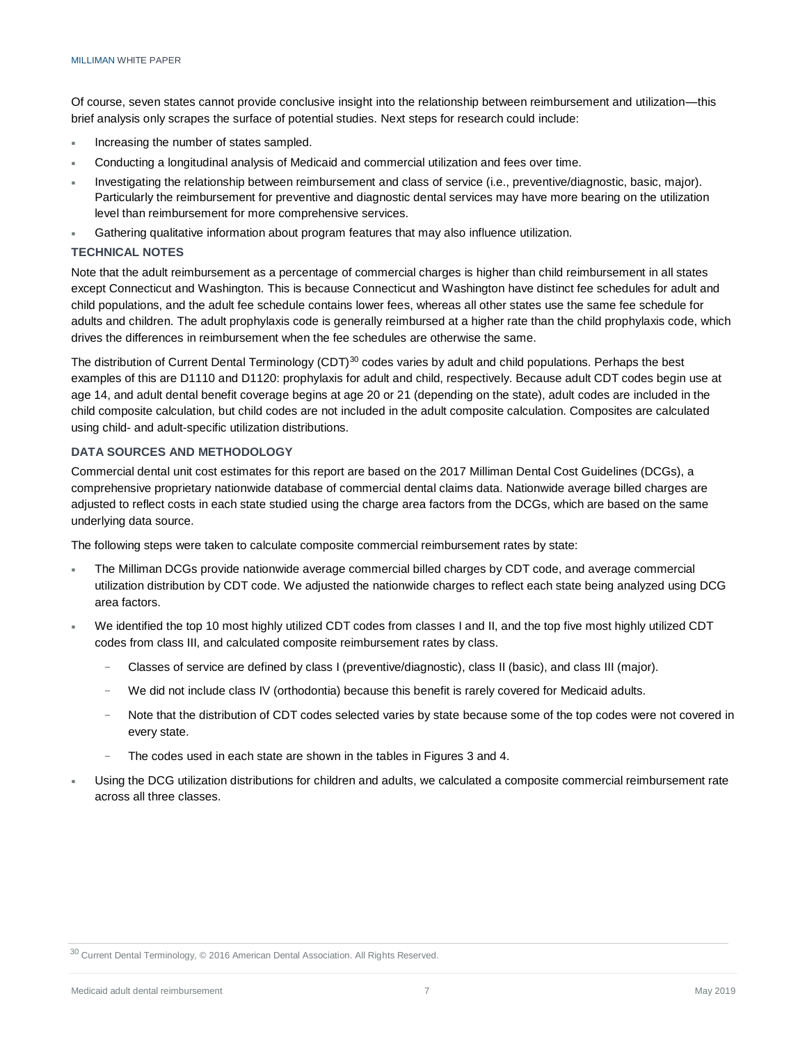Of course, seven states cannot provide conclusive insight into the relationship between reimbursement and utilization—this brief analysis only scrapes the surface of potential studies. Next steps for research could include:

- Increasing the number of states sampled.
- Conducting a longitudinal analysis of Medicaid and commercial utilization and fees over time.
- Investigating the relationship between reimbursement and class of service (i.e., preventive/diagnostic, basic, major). Particularly the reimbursement for preventive and diagnostic dental services may have more bearing on the utilization level than reimbursement for more comprehensive services.
- Gathering qualitative information about program features that may also influence utilization.

### TECHNICAL NOTES

Note that the adult reimbursement as a percentage of commercial charges is higher than child reimbursement in all states except Connecticut and Washington. This is because Connecticut and Washington have distinct fee schedules for adult and child populations, and the adult fee schedule contains lower fees, whereas all other states use the same fee schedule for adults and children. The adult prophylaxis code is generally reimbursed at a higher rate than the child prophylaxis code, which drives the differences in reimbursement when the fee schedules are otherwise the same.

The distribution of Current Dental Terminology (CDT)[30] codes varies by adult and child populations. Perhaps the best examples of this are D1110 and D1120: prophylaxis for adult and child, respectively. Because adult CDT codes begin use at age 14, and adult dental benefit coverage begins at age 20 or 21 (depending on the state), adult codes are included in the child composite calculation, but child codes are not included in the adult composite calculation. Composites are calculated using child- and adult-specific utilization distributions.

### DATA SOURCES AND METHODOLOGY

Commercial dental unit cost estimates for this report are based on the 2017 Milliman Dental Cost Guidelines (DCGs), a comprehensive proprietary nationwide database of commercial dental claims data. Nationwide average billed charges are adjusted to reflect costs in each state studied using the charge area factors from the DCGs, which are based on the same underlying data source.

The following steps were taken to calculate composite commercial reimbursement rates by state:

- The Milliman DCGs provide nationwide average commercial billed charges by CDT code, and average commercial utilization distribution by CDT code. We adjusted the nationwide charges to reflect each state being analyzed using DCG area factors.
- We identified the top 10 most highly utilized CDT codes from classes I and II, and the top five most highly utilized CDT codes from class III, and calculated composite reimbursement rates by class.
  - Classes of service are defined by class I (preventive/diagnostic), class II (basic), and class III (major).
  - We did not include class IV (orthodontia) because this benefit is rarely covered for Medicaid adults.
  - Note that the distribution of CDT codes selected varies by state because some of the top codes were not covered in every state.
  - The codes used in each state are shown in the tables in Figures 3 and 4.
- Using the DCG utilization distributions for children and adults, we calculated a composite commercial reimbursement rate across all three classes.

[30] Current Dental Terminology, © 2016 American Dental Association. All Rights Reserved.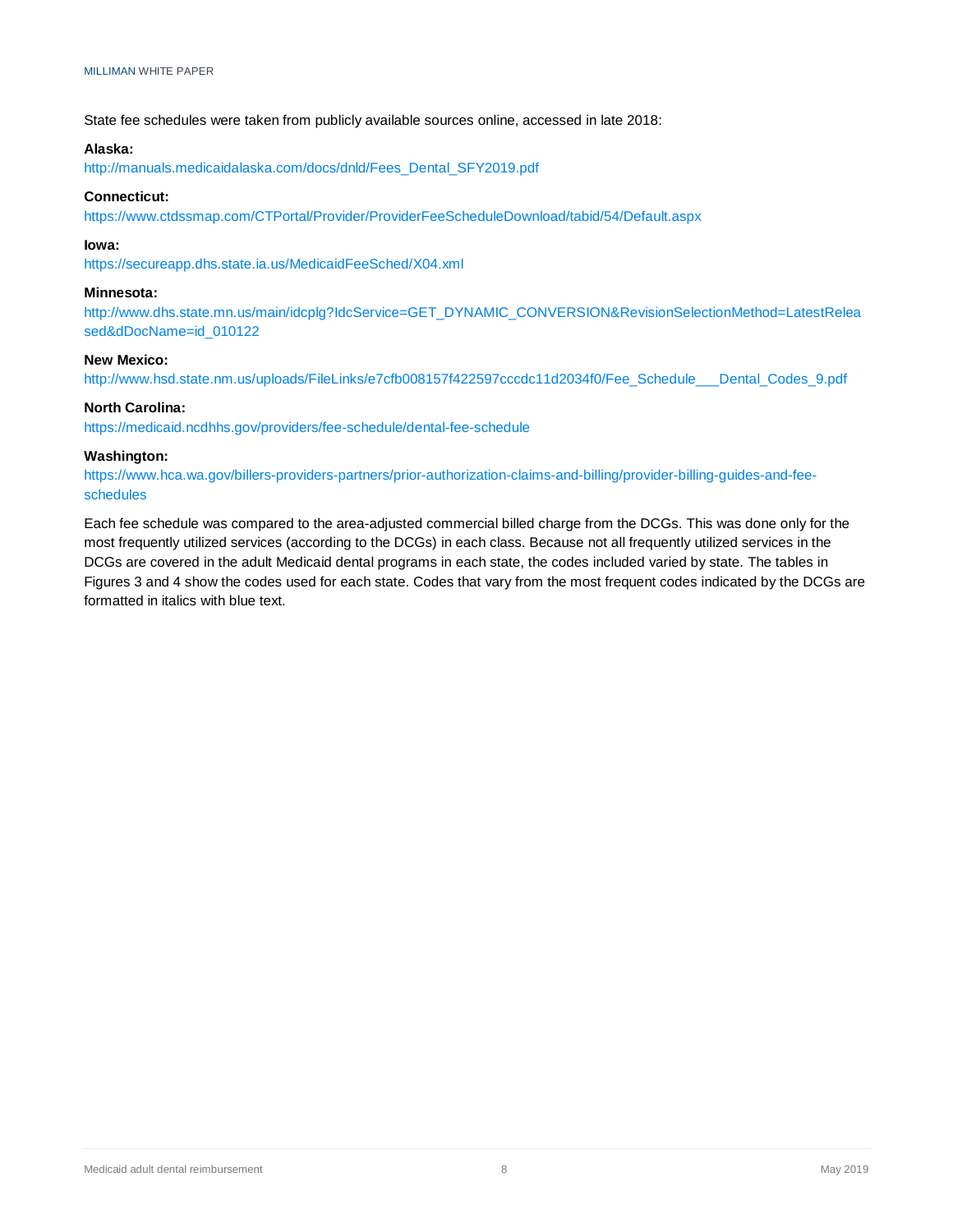State fee schedules were taken from publicly available sources online, accessed in late 2018:

**Alaska:**

http://manuals.medicaidalaska.com/docs/dnld/Fees_Dental_SFY2019.pdf

**Connecticut:**

https://www.ctdssmap.com/CTPortal/Provider/ProviderFeeScheduleDownload/tabid/54/Default.aspx

**Iowa:**

https://secureapp.dhs.state.ia.us/MedicaidFeeSched/X04.xml

**Minnesota:**

http://www.dhs.state.mn.us/main/idcplg?IdcService=GET_DYNAMIC_CONVERSION&RevisionSelectionMethod=LatestReleased&dDocName=id_010122

**New Mexico:**

http://www.hsd.state.nm.us/uploads/FileLinks/e7cfb008157f422597cccdc11d2034f0/Fee_Schedule___Dental_Codes_9.pdf

**North Carolina:**

https://medicaid.ncdhhs.gov/providers/fee-schedule/dental-fee-schedule

**Washington:**

https://www.hca.wa.gov/billers-providers-partners/prior-authorization-claims-and-billing/provider-billing-guides-and-fee-schedules

Each fee schedule was compared to the area-adjusted commercial billed charge from the DCGs. This was done only for the most frequently utilized services (according to the DCGs) in each class. Because not all frequently utilized services in the DCGs are covered in the adult Medicaid dental programs in each state, the codes included varied by state. The tables in Figures 3 and 4 show the codes used for each state. Codes that vary from the most frequent codes indicated by the DCGs are formatted in italics with blue text.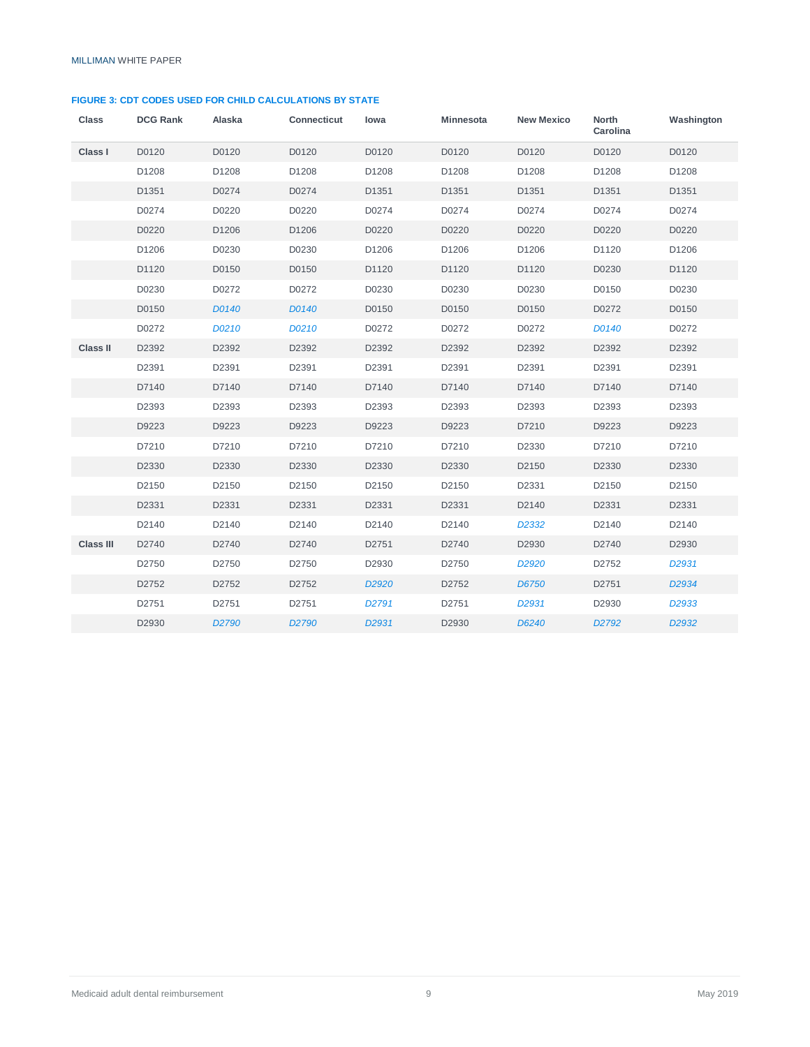**FIGURE 3: CDT CODES USED FOR CHILD CALCULATIONS BY STATE**

| Class | DCG Rank | Alaska | Connecticut | Iowa | Minnesota | New Mexico | North Carolina | Washington |
|---|---|---|---|---|---|---|---|---|
| **Class I** | D0120 | D0120 | D0120 | D0120 | D0120 | D0120 | D0120 | D0120 |
| | D1208 | D1208 | D1208 | D1208 | D1208 | D1208 | D1208 | D1208 |
| | D1351 | D0274 | D0274 | D1351 | D1351 | D1351 | D1351 | D1351 |
| | D0274 | D0220 | D0220 | D0274 | D0274 | D0274 | D0274 | D0274 |
| | D0220 | D1206 | D1206 | D0220 | D0220 | D0220 | D0220 | D0220 |
| | D1206 | D0230 | D0230 | D1206 | D1206 | D1206 | D1120 | D1206 |
| | D1120 | D0150 | D0150 | D1120 | D1120 | D1120 | D0230 | D1120 |
| | D0230 | D0272 | D0272 | D0230 | D0230 | D0230 | D0150 | D0230 |
| | D0150 | *D0140* | *D0140* | D0150 | D0150 | D0150 | D0272 | D0150 |
| | D0272 | *D0210* | *D0210* | D0272 | D0272 | D0272 | *D0140* | D0272 |
| **Class II** | D2392 | D2392 | D2392 | D2392 | D2392 | D2392 | D2392 | D2392 |
| | D2391 | D2391 | D2391 | D2391 | D2391 | D2391 | D2391 | D2391 |
| | D7140 | D7140 | D7140 | D7140 | D7140 | D7140 | D7140 | D7140 |
| | D2393 | D2393 | D2393 | D2393 | D2393 | D2393 | D2393 | D2393 |
| | D9223 | D9223 | D9223 | D9223 | D9223 | D7210 | D9223 | D9223 |
| | D7210 | D7210 | D7210 | D7210 | D7210 | D2330 | D7210 | D7210 |
| | D2330 | D2330 | D2330 | D2330 | D2330 | D2150 | D2330 | D2330 |
| | D2150 | D2150 | D2150 | D2150 | D2150 | D2331 | D2150 | D2150 |
| | D2331 | D2331 | D2331 | D2331 | D2331 | D2140 | D2331 | D2331 |
| | D2140 | D2140 | D2140 | D2140 | D2140 | *D2332* | D2140 | D2140 |
| **Class III** | D2740 | D2740 | D2740 | D2751 | D2740 | D2930 | D2740 | D2930 |
| | D2750 | D2750 | D2750 | D2930 | D2750 | *D2920* | D2752 | *D2931* |
| | D2752 | D2752 | D2752 | *D2920* | D2752 | *D6750* | D2751 | *D2934* |
| | D2751 | D2751 | D2751 | *D2791* | D2751 | *D2931* | D2930 | *D2933* |
| | D2930 | *D2790* | *D2790* | *D2931* | D2930 | *D6240* | *D2792* | *D2932* |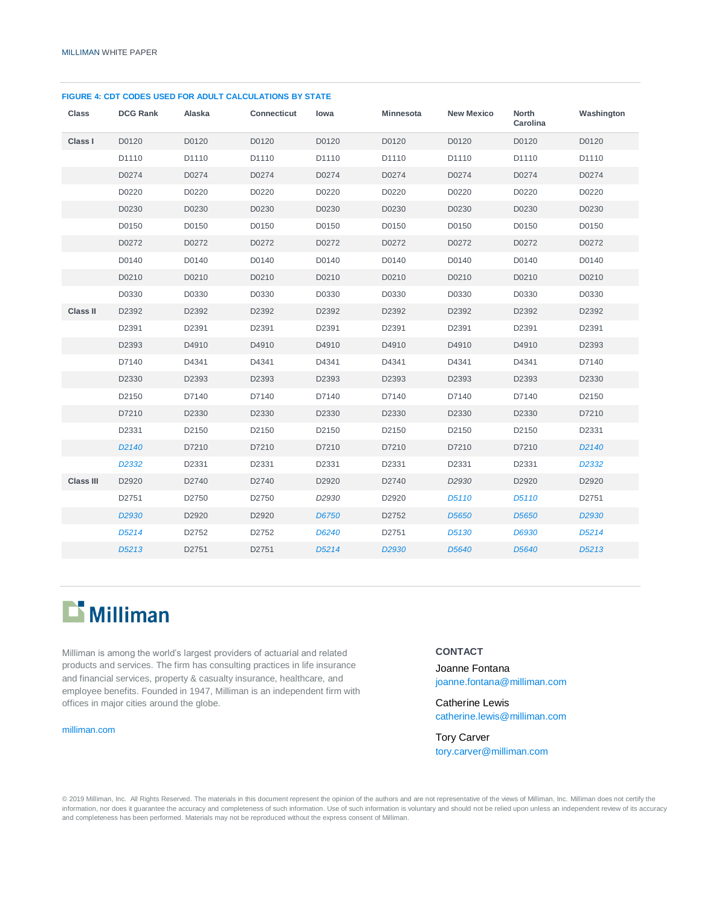**FIGURE 4: CDT CODES USED FOR ADULT CALCULATIONS BY STATE**

| Class | DCG Rank | Alaska | Connecticut | Iowa | Minnesota | New Mexico | North Carolina | Washington |
|---|---|---|---|---|---|---|---|---|
| **Class I** | D0120 | D0120 | D0120 | D0120 | D0120 | D0120 | D0120 | D0120 |
| | D1110 | D1110 | D1110 | D1110 | D1110 | D1110 | D1110 | D1110 |
| | D0274 | D0274 | D0274 | D0274 | D0274 | D0274 | D0274 | D0274 |
| | D0220 | D0220 | D0220 | D0220 | D0220 | D0220 | D0220 | D0220 |
| | D0230 | D0230 | D0230 | D0230 | D0230 | D0230 | D0230 | D0230 |
| | D0150 | D0150 | D0150 | D0150 | D0150 | D0150 | D0150 | D0150 |
| | D0272 | D0272 | D0272 | D0272 | D0272 | D0272 | D0272 | D0272 |
| | D0140 | D0140 | D0140 | D0140 | D0140 | D0140 | D0140 | D0140 |
| | D0210 | D0210 | D0210 | D0210 | D0210 | D0210 | D0210 | D0210 |
| | D0330 | D0330 | D0330 | D0330 | D0330 | D0330 | D0330 | D0330 |
| **Class II** | D2392 | D2392 | D2392 | D2392 | D2392 | D2392 | D2392 | D2392 |
| | D2391 | D2391 | D2391 | D2391 | D2391 | D2391 | D2391 | D2391 |
| | D2393 | D4910 | D4910 | D4910 | D4910 | D4910 | D4910 | D2393 |
| | D7140 | D4341 | D4341 | D4341 | D4341 | D4341 | D4341 | D7140 |
| | D2330 | D2393 | D2393 | D2393 | D2393 | D2393 | D2393 | D2330 |
| | D2150 | D7140 | D7140 | D7140 | D7140 | D7140 | D7140 | D2150 |
| | D7210 | D2330 | D2330 | D2330 | D2330 | D2330 | D2330 | D7210 |
| | D2331 | D2150 | D2150 | D2150 | D2150 | D2150 | D2150 | D2331 |
| | *D2140* | D7210 | D7210 | D7210 | D7210 | D7210 | D7210 | *D2140* |
| | *D2332* | D2331 | D2331 | D2331 | D2331 | D2331 | D2331 | *D2332* |
| **Class III** | D2920 | D2740 | D2740 | D2920 | D2740 | *D2930* | D2920 | D2920 |
| | D2751 | D2750 | D2750 | *D2930* | D2920 | *D5110* | *D5110* | D2751 |
| | *D2930* | D2920 | D2920 | *D6750* | D2752 | *D5650* | *D5650* | *D2930* |
| | *D5214* | D2752 | D2752 | *D6240* | D2751 | *D5130* | *D6930* | *D5214* |
| | *D5213* | D2751 | D2751 | *D5214* | *D2930* | *D5640* | *D5640* | *D5213* |

Milliman

Milliman is among the world's largest providers of actuarial and related products and services. The firm has consulting practices in life insurance and financial services, property & casualty insurance, healthcare, and employee benefits. Founded in 1947, Milliman is an independent firm with offices in major cities around the globe.

milliman.com

**CONTACT**

Joanne Fontana
joanne.fontana@milliman.com

Catherine Lewis
catherine.lewis@milliman.com

Tory Carver
tory.carver@milliman.com

© 2019 Milliman, Inc. All Rights Reserved. The materials in this document represent the opinion of the authors and are not representative of the views of Milliman, Inc. Milliman does not certify the information, nor does it guarantee the accuracy and completeness of such information. Use of such information is voluntary and should not be relied upon unless an independent review of its accuracy and completeness has been performed. Materials may not be reproduced without the express consent of Milliman.